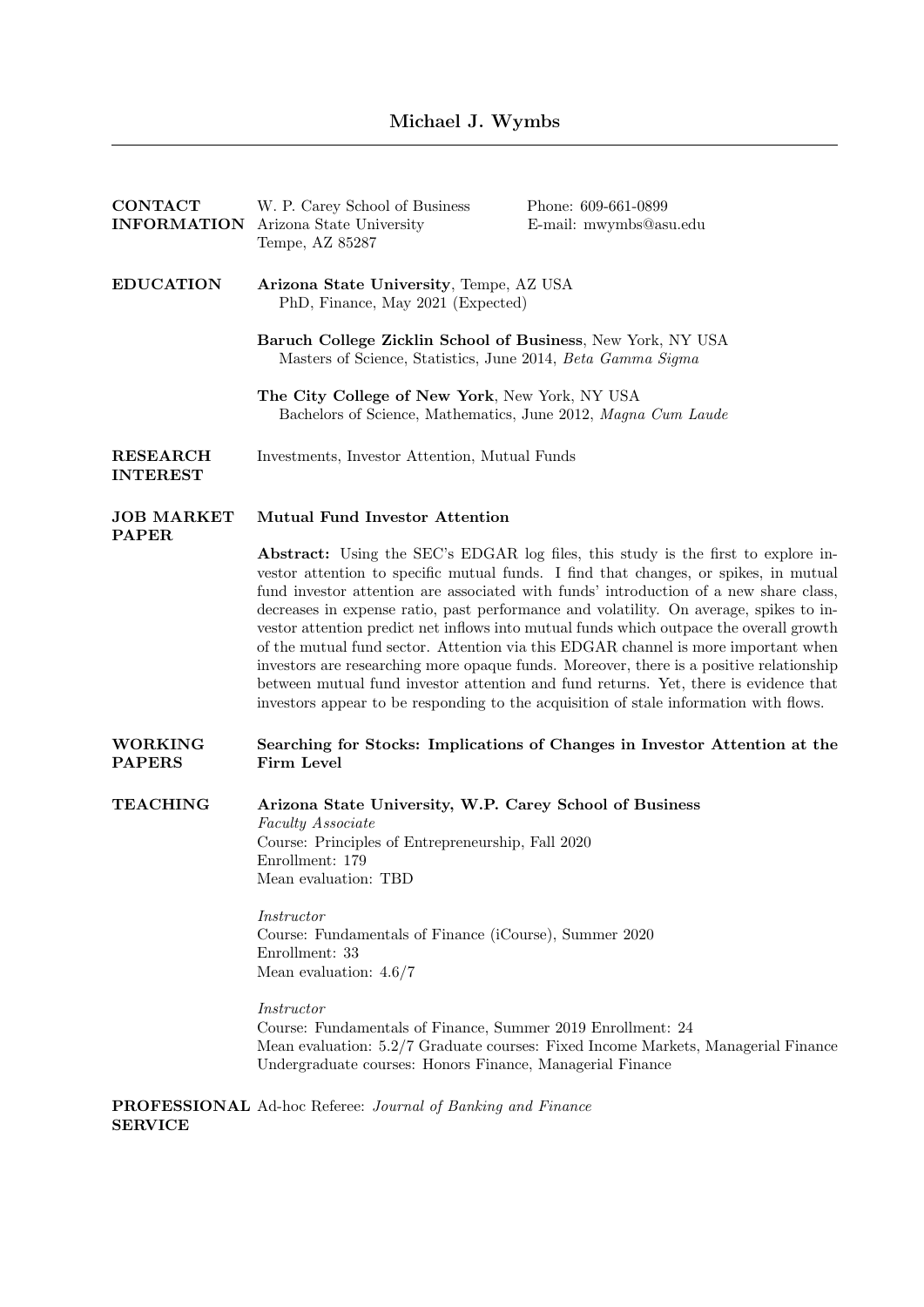# Michael J. Wymbs

## CONTACT INFORMATION

W. P. Carey School of Business
Arizona State University
Tempe, AZ 85287

Phone: 609-661-0899
E-mail: mwymbs@asu.edu

## EDUCATION

**Arizona State University**, Tempe, AZ USA
PhD, Finance, May 2021 (Expected)

**Baruch College Zicklin School of Business**, New York, NY USA
Masters of Science, Statistics, June 2014, *Beta Gamma Sigma*

**The City College of New York**, New York, NY USA
Bachelors of Science, Mathematics, June 2012, *Magna Cum Laude*

## RESEARCH INTEREST

Investments, Investor Attention, Mutual Funds

## JOB MARKET PAPER

**Mutual Fund Investor Attention**

**Abstract:** Using the SEC's EDGAR log files, this study is the first to explore investor attention to specific mutual funds. I find that changes, or spikes, in mutual fund investor attention are associated with funds' introduction of a new share class, decreases in expense ratio, past performance and volatility. On average, spikes to investor attention predict net inflows into mutual funds which outpace the overall growth of the mutual fund sector. Attention via this EDGAR channel is more important when investors are researching more opaque funds. Moreover, there is a positive relationship between mutual fund investor attention and fund returns. Yet, there is evidence that investors appear to be responding to the acquisition of stale information with flows.

## WORKING PAPERS

**Searching for Stocks: Implications of Changes in Investor Attention at the Firm Level**

## TEACHING

**Arizona State University, W.P. Carey School of Business**
*Faculty Associate*
Course: Principles of Entrepreneurship, Fall 2020
Enrollment: 179
Mean evaluation: TBD

*Instructor*
Course: Fundamentals of Finance (iCourse), Summer 2020
Enrollment: 33
Mean evaluation: 4.6/7

*Instructor*
Course: Fundamentals of Finance, Summer 2019 Enrollment: 24
Mean evaluation: 5.2/7 Graduate courses: Fixed Income Markets, Managerial Finance
Undergraduate courses: Honors Finance, Managerial Finance

## PROFESSIONAL SERVICE

Ad-hoc Referee: *Journal of Banking and Finance*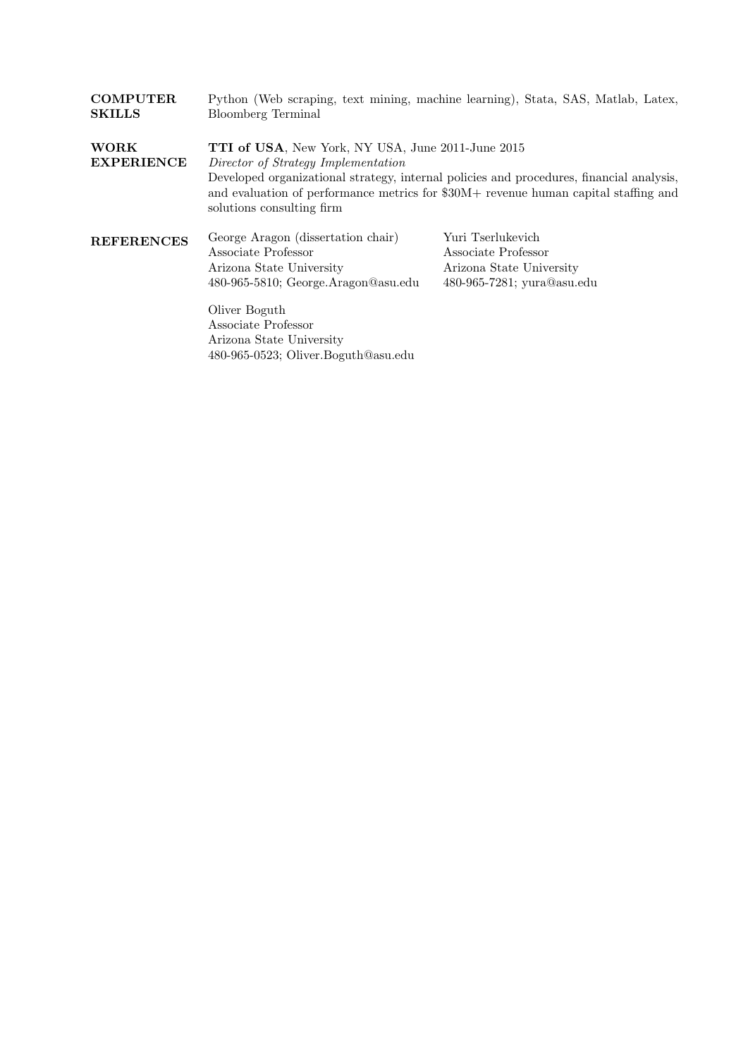**COMPUTER SKILLS**

Python (Web scraping, text mining, machine learning), Stata, SAS, Matlab, Latex, Bloomberg Terminal

**WORK EXPERIENCE**

**TTI of USA**, New York, NY USA, June 2011-June 2015
*Director of Strategy Implementation*
Developed organizational strategy, internal policies and procedures, financial analysis, and evaluation of performance metrics for $30M+ revenue human capital staffing and solutions consulting firm

**REFERENCES**

George Aragon (dissertation chair)
Associate Professor
Arizona State University
480-965-5810; George.Aragon@asu.edu

Yuri Tserlukevich
Associate Professor
Arizona State University
480-965-7281; yura@asu.edu

Oliver Boguth
Associate Professor
Arizona State University
480-965-0523; Oliver.Boguth@asu.edu